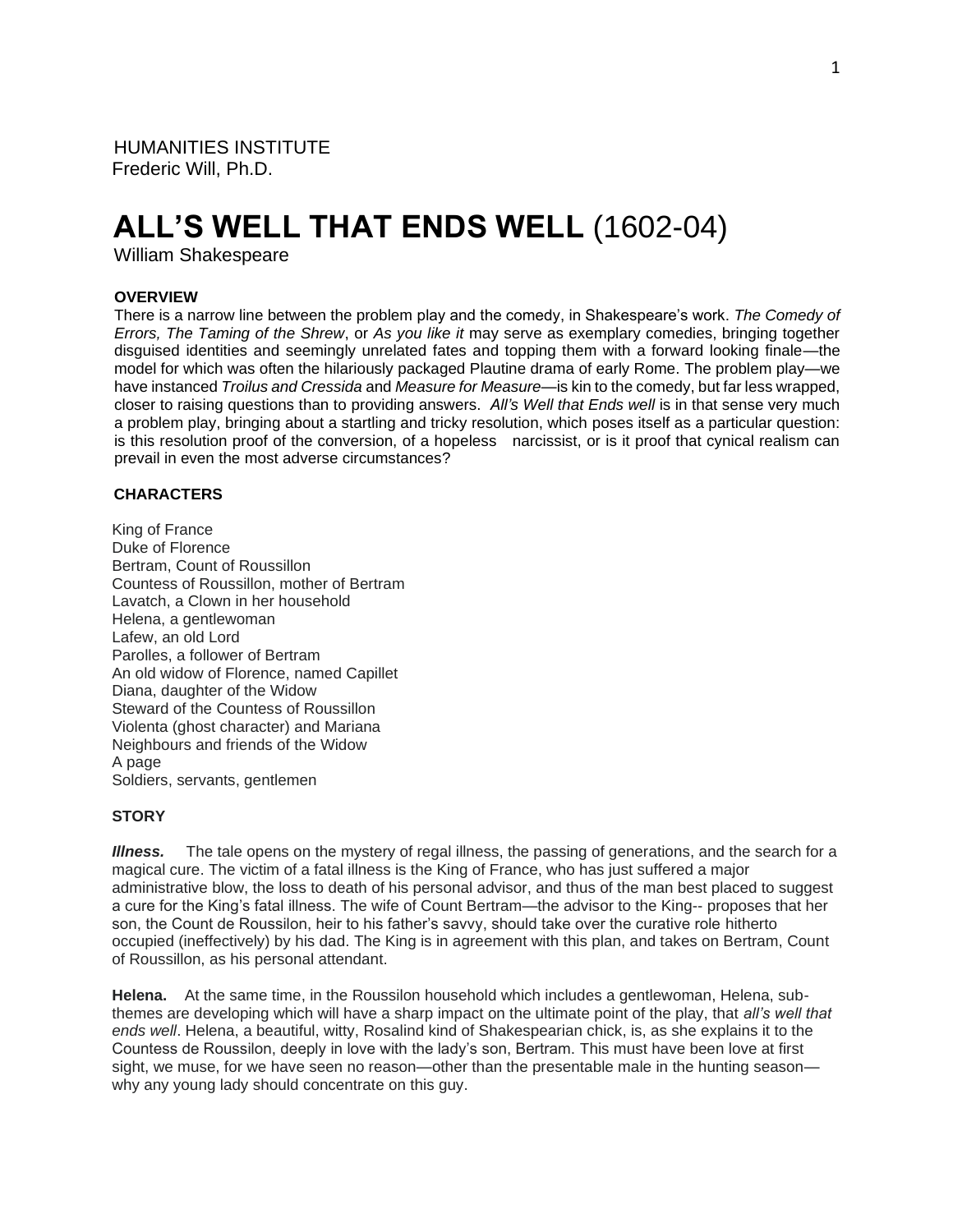HUMANITIES INSTITUTE
Frederic Will, Ph.D.

# ALL'S WELL THAT ENDS WELL (1602-04)

William Shakespeare

### OVERVIEW

There is a narrow line between the problem play and the comedy, in Shakespeare's work. *The Comedy of Errors, The Taming of the Shrew*, or *As you like it* may serve as exemplary comedies, bringing together disguised identities and seemingly unrelated fates and topping them with a forward looking finale—the model for which was often the hilariously packaged Plautine drama of early Rome. The problem play—we have instanced *Troilus and Cressida* and *Measure for Measure*—is kin to the comedy, but far less wrapped, closer to raising questions than to providing answers. *All's Well that Ends well* is in that sense very much a problem play, bringing about a startling and tricky resolution, which poses itself as a particular question: is this resolution proof of the conversion, of a hopeless narcissist, or is it proof that cynical realism can prevail in even the most adverse circumstances?

### CHARACTERS

King of France
Duke of Florence
Bertram, Count of Roussillon
Countess of Roussillon, mother of Bertram
Lavatch, a Clown in her household
Helena, a gentlewoman
Lafew, an old Lord
Parolles, a follower of Bertram
An old widow of Florence, named Capillet
Diana, daughter of the Widow
Steward of the Countess of Roussillon
Violenta (ghost character) and Mariana
Neighbours and friends of the Widow
A page
Soldiers, servants, gentlemen

### STORY

***Illness.*** The tale opens on the mystery of regal illness, the passing of generations, and the search for a magical cure. The victim of a fatal illness is the King of France, who has just suffered a major administrative blow, the loss to death of his personal advisor, and thus of the man best placed to suggest a cure for the King's fatal illness. The wife of Count Bertram—the advisor to the King-- proposes that her son, the Count de Roussilon, heir to his father's savvy, should take over the curative role hitherto occupied (ineffectively) by his dad. The King is in agreement with this plan, and takes on Bertram, Count of Roussillon, as his personal attendant.

**Helena.** At the same time, in the Roussilon household which includes a gentlewoman, Helena, sub-themes are developing which will have a sharp impact on the ultimate point of the play, that *all's well that ends well*. Helena, a beautiful, witty, Rosalind kind of Shakespearian chick, is, as she explains it to the Countess de Roussilon, deeply in love with the lady's son, Bertram. This must have been love at first sight, we muse, for we have seen no reason—other than the presentable male in the hunting season—why any young lady should concentrate on this guy.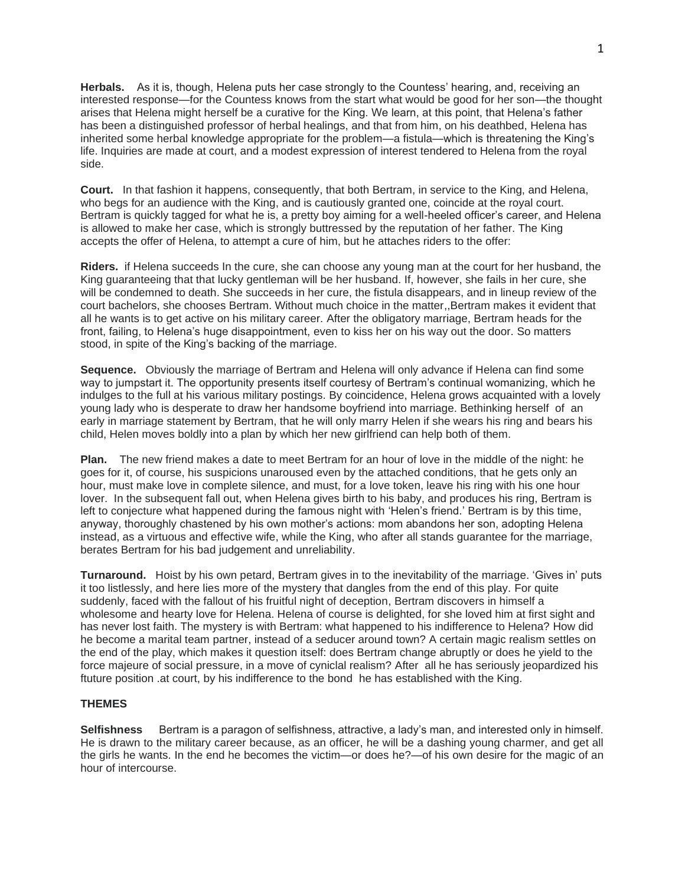**Herbals.** As it is, though, Helena puts her case strongly to the Countess' hearing, and, receiving an interested response—for the Countess knows from the start what would be good for her son—the thought arises that Helena might herself be a curative for the King. We learn, at this point, that Helena's father has been a distinguished professor of herbal healings, and that from him, on his deathbed, Helena has inherited some herbal knowledge appropriate for the problem—a fistula—which is threatening the King's life. Inquiries are made at court, and a modest expression of interest tendered to Helena from the royal side.

**Court.** In that fashion it happens, consequently, that both Bertram, in service to the King, and Helena, who begs for an audience with the King, and is cautiously granted one, coincide at the royal court. Bertram is quickly tagged for what he is, a pretty boy aiming for a well-heeled officer's career, and Helena is allowed to make her case, which is strongly buttressed by the reputation of her father. The King accepts the offer of Helena, to attempt a cure of him, but he attaches riders to the offer:

**Riders.** if Helena succeeds In the cure, she can choose any young man at the court for her husband, the King guaranteeing that that lucky gentleman will be her husband. If, however, she fails in her cure, she will be condemned to death. She succeeds in her cure, the fistula disappears, and in lineup review of the court bachelors, she chooses Bertram. Without much choice in the matter,,Bertram makes it evident that all he wants is to get active on his military career. After the obligatory marriage, Bertram heads for the front, failing, to Helena's huge disappointment, even to kiss her on his way out the door. So matters stood, in spite of the King's backing of the marriage.

**Sequence.** Obviously the marriage of Bertram and Helena will only advance if Helena can find some way to jumpstart it. The opportunity presents itself courtesy of Bertram's continual womanizing, which he indulges to the full at his various military postings. By coincidence, Helena grows acquainted with a lovely young lady who is desperate to draw her handsome boyfriend into marriage. Bethinking herself of an early in marriage statement by Bertram, that he will only marry Helen if she wears his ring and bears his child, Helen moves boldly into a plan by which her new girlfriend can help both of them.

**Plan.** The new friend makes a date to meet Bertram for an hour of love in the middle of the night: he goes for it, of course, his suspicions unaroused even by the attached conditions, that he gets only an hour, must make love in complete silence, and must, for a love token, leave his ring with his one hour lover. In the subsequent fall out, when Helena gives birth to his baby, and produces his ring, Bertram is left to conjecture what happened during the famous night with 'Helen's friend.' Bertram is by this time, anyway, thoroughly chastened by his own mother's actions: mom abandons her son, adopting Helena instead, as a virtuous and effective wife, while the King, who after all stands guarantee for the marriage, berates Bertram for his bad judgement and unreliability.

**Turnaround.** Hoist by his own petard, Bertram gives in to the inevitability of the marriage. 'Gives in' puts it too listlessly, and here lies more of the mystery that dangles from the end of this play. For quite suddenly, faced with the fallout of his fruitful night of deception, Bertram discovers in himself a wholesome and hearty love for Helena. Helena of course is delighted, for she loved him at first sight and has never lost faith. The mystery is with Bertram: what happened to his indifference to Helena? How did he become a marital team partner, instead of a seducer around town? A certain magic realism settles on the end of the play, which makes it question itself: does Bertram change abruptly or does he yield to the force majeure of social pressure, in a move of cyniclal realism? After all he has seriously jeopardized his ftuture position .at court, by his indifference to the bond he has established with the King.

**THEMES**

**Selfishness** Bertram is a paragon of selfishness, attractive, a lady's man, and interested only in himself. He is drawn to the military career because, as an officer, he will be a dashing young charmer, and get all the girls he wants. In the end he becomes the victim—or does he?—of his own desire for the magic of an hour of intercourse.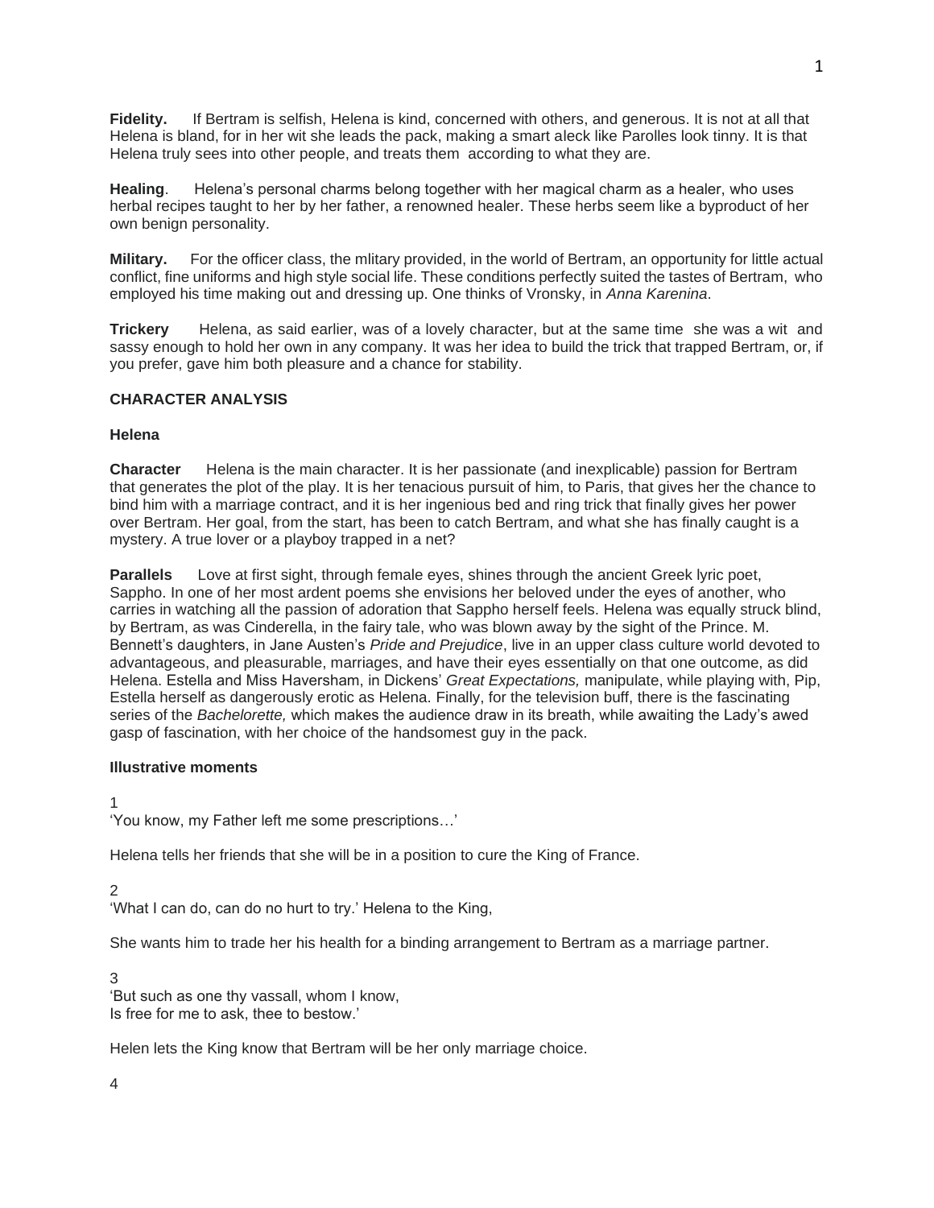**Fidelity.** If Bertram is selfish, Helena is kind, concerned with others, and generous. It is not at all that Helena is bland, for in her wit she leads the pack, making a smart aleck like Parolles look tinny. It is that Helena truly sees into other people, and treats them according to what they are.

**Healing**. Helena's personal charms belong together with her magical charm as a healer, who uses herbal recipes taught to her by her father, a renowned healer. These herbs seem like a byproduct of her own benign personality.

**Military.** For the officer class, the mlitary provided, in the world of Bertram, an opportunity for little actual conflict, fine uniforms and high style social life. These conditions perfectly suited the tastes of Bertram, who employed his time making out and dressing up. One thinks of Vronsky, in *Anna Karenina*.

**Trickery** Helena, as said earlier, was of a lovely character, but at the same time she was a wit and sassy enough to hold her own in any company. It was her idea to build the trick that trapped Bertram, or, if you prefer, gave him both pleasure and a chance for stability.

## CHARACTER ANALYSIS

### Helena

**Character** Helena is the main character. It is her passionate (and inexplicable) passion for Bertram that generates the plot of the play. It is her tenacious pursuit of him, to Paris, that gives her the chance to bind him with a marriage contract, and it is her ingenious bed and ring trick that finally gives her power over Bertram. Her goal, from the start, has been to catch Bertram, and what she has finally caught is a mystery. A true lover or a playboy trapped in a net?

**Parallels** Love at first sight, through female eyes, shines through the ancient Greek lyric poet, Sappho. In one of her most ardent poems she envisions her beloved under the eyes of another, who carries in watching all the passion of adoration that Sappho herself feels. Helena was equally struck blind, by Bertram, as was Cinderella, in the fairy tale, who was blown away by the sight of the Prince. M. Bennett's daughters, in Jane Austen's *Pride and Prejudice*, live in an upper class culture world devoted to advantageous, and pleasurable, marriages, and have their eyes essentially on that one outcome, as did Helena. Estella and Miss Haversham, in Dickens' *Great Expectations,* manipulate, while playing with, Pip, Estella herself as dangerously erotic as Helena. Finally, for the television buff, there is the fascinating series of the *Bachelorette,* which makes the audience draw in its breath, while awaiting the Lady's awed gasp of fascination, with her choice of the handsomest guy in the pack.

### Illustrative moments

1

'You know, my Father left me some prescriptions…'

Helena tells her friends that she will be in a position to cure the King of France.

2

'What I can do, can do no hurt to try.' Helena to the King,

She wants him to trade her his health for a binding arrangement to Bertram as a marriage partner.

3

'But such as one thy vassall, whom I know,
Is free for me to ask, thee to bestow.'

Helen lets the King know that Bertram will be her only marriage choice.

4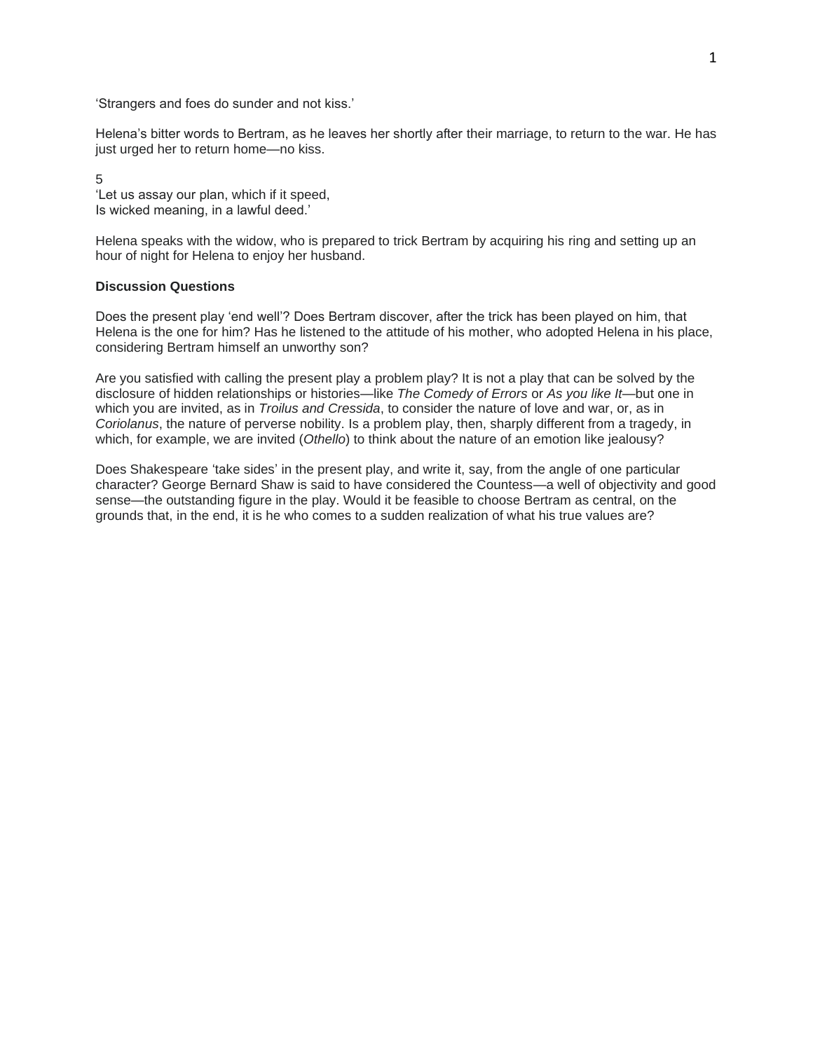'Strangers and foes do sunder and not kiss.'

Helena's bitter words to Bertram, as he leaves her shortly after their marriage, to return to the war. He has just urged her to return home—no kiss.

5

'Let us assay our plan, which if it speed,
Is wicked meaning, in a lawful deed.'

Helena speaks with the widow, who is prepared to trick Bertram by acquiring his ring and setting up an hour of night for Helena to enjoy her husband.

**Discussion Questions**

Does the present play 'end well'? Does Bertram discover, after the trick has been played on him, that Helena is the one for him? Has he listened to the attitude of his mother, who adopted Helena in his place, considering Bertram himself an unworthy son?

Are you satisfied with calling the present play a problem play? It is not a play that can be solved by the disclosure of hidden relationships or histories—like *The Comedy of Errors* or *As you like It*—but one in which you are invited, as in *Troilus and Cressida*, to consider the nature of love and war, or, as in *Coriolanus*, the nature of perverse nobility. Is a problem play, then, sharply different from a tragedy, in which, for example, we are invited (*Othello*) to think about the nature of an emotion like jealousy?

Does Shakespeare 'take sides' in the present play, and write it, say, from the angle of one particular character? George Bernard Shaw is said to have considered the Countess—a well of objectivity and good sense—the outstanding figure in the play. Would it be feasible to choose Bertram as central, on the grounds that, in the end, it is he who comes to a sudden realization of what his true values are?